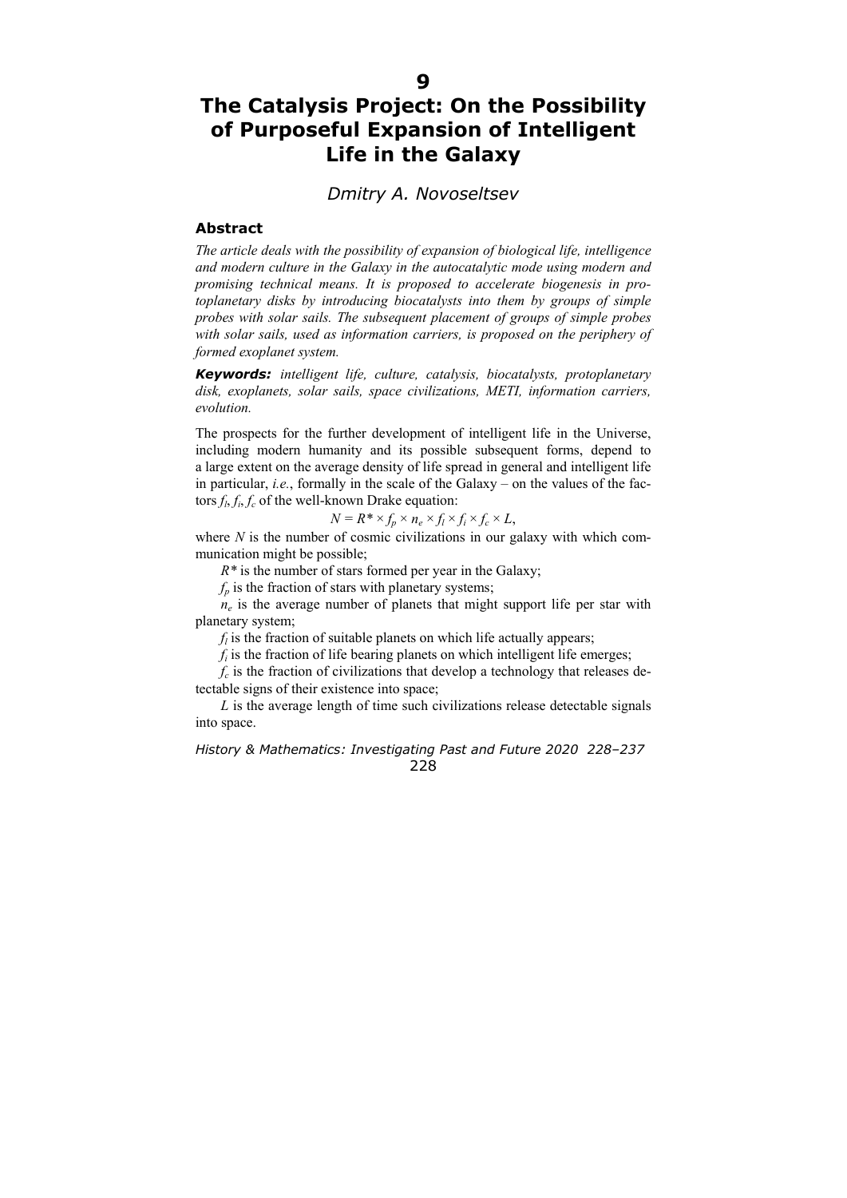# 9

# The Catalysis Project: On the Possibility of Purposeful Expansion of Intelligent Life in the Galaxy

*Dmitry A. Novoseltsev*

## Abstract

*The article deals with the possibility of expansion of biological life, intelligence and modern culture in the Galaxy in the autocatalytic mode using modern and promising technical means. It is proposed to accelerate biogenesis in protoplanetary disks by introducing biocatalysts into them by groups of simple probes with solar sails. The subsequent placement of groups of simple probes with solar sails, used as information carriers, is proposed on the periphery of formed exoplanet system.*

***Keywords:*** *intelligent life, culture, catalysis, biocatalysts, protoplanetary disk, exoplanets, solar sails, space civilizations, METI, information carriers, evolution.*

The prospects for the further development of intelligent life in the Universe, including modern humanity and its possible subsequent forms, depend to a large extent on the average density of life spread in general and intelligent life in particular, *i.e.*, formally in the scale of the Galaxy – on the values of the factors $f_l$, $f_i$, $f_c$ of the well-known Drake equation:

$$N = R^* \times f_p \times n_e \times f_l \times f_i \times f_c \times L,$$

where $N$ is the number of cosmic civilizations in our galaxy with which communication might be possible;

$R^*$ is the number of stars formed per year in the Galaxy;

$f_p$ is the fraction of stars with planetary systems;

$n_e$ is the average number of planets that might support life per star with planetary system;

$f_l$ is the fraction of suitable planets on which life actually appears;

$f_i$ is the fraction of life bearing planets on which intelligent life emerges;

$f_c$ is the fraction of civilizations that develop a technology that releases detectable signs of their existence into space;

$L$ is the average length of time such civilizations release detectable signals into space.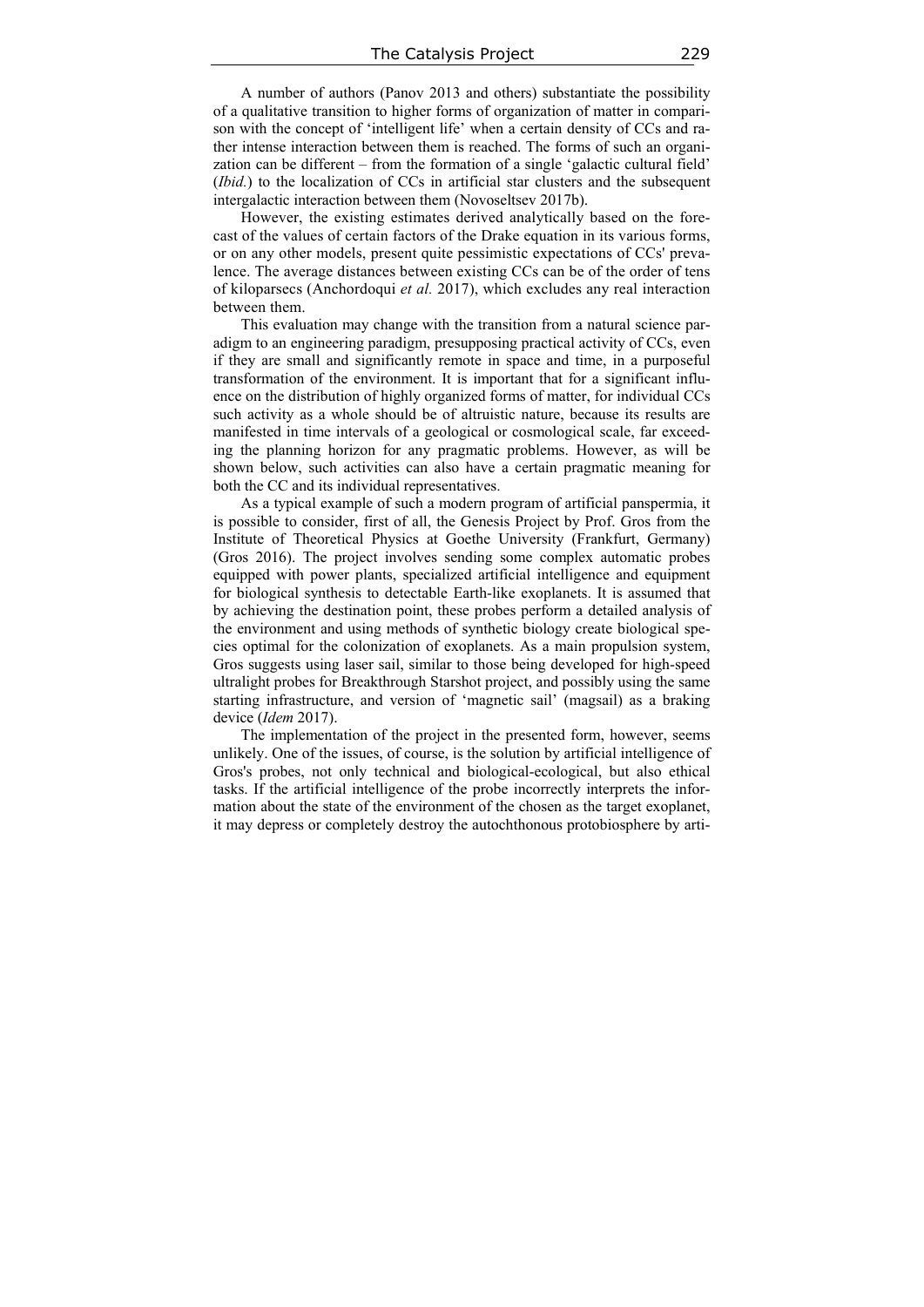A number of authors (Panov 2013 and others) substantiate the possibility of a qualitative transition to higher forms of organization of matter in comparison with the concept of 'intelligent life' when a certain density of CCs and rather intense interaction between them is reached. The forms of such an organization can be different – from the formation of a single 'galactic cultural field' (*Ibid.*) to the localization of CCs in artificial star clusters and the subsequent intergalactic interaction between them (Novoseltsev 2017b).

However, the existing estimates derived analytically based on the forecast of the values of certain factors of the Drake equation in its various forms, or on any other models, present quite pessimistic expectations of CCs' prevalence. The average distances between existing CCs can be of the order of tens of kiloparsecs (Anchordoqui *et al.* 2017), which excludes any real interaction between them.

This evaluation may change with the transition from a natural science paradigm to an engineering paradigm, presupposing practical activity of CCs, even if they are small and significantly remote in space and time, in a purposeful transformation of the environment. It is important that for a significant influence on the distribution of highly organized forms of matter, for individual CCs such activity as a whole should be of altruistic nature, because its results are manifested in time intervals of a geological or cosmological scale, far exceeding the planning horizon for any pragmatic problems. However, as will be shown below, such activities can also have a certain pragmatic meaning for both the CC and its individual representatives.

As a typical example of such a modern program of artificial panspermia, it is possible to consider, first of all, the Genesis Project by Prof. Gros from the Institute of Theoretical Physics at Goethe University (Frankfurt, Germany) (Gros 2016). The project involves sending some complex automatic probes equipped with power plants, specialized artificial intelligence and equipment for biological synthesis to detectable Earth-like exoplanets. It is assumed that by achieving the destination point, these probes perform a detailed analysis of the environment and using methods of synthetic biology create biological species optimal for the colonization of exoplanets. As a main propulsion system, Gros suggests using laser sail, similar to those being developed for high-speed ultralight probes for Breakthrough Starshot project, and possibly using the same starting infrastructure, and version of 'magnetic sail' (magsail) as a braking device (*Idem* 2017).

The implementation of the project in the presented form, however, seems unlikely. One of the issues, of course, is the solution by artificial intelligence of Gros's probes, not only technical and biological-ecological, but also ethical tasks. If the artificial intelligence of the probe incorrectly interprets the information about the state of the environment of the chosen as the target exoplanet, it may depress or completely destroy the autochthonous protobiosphere by arti-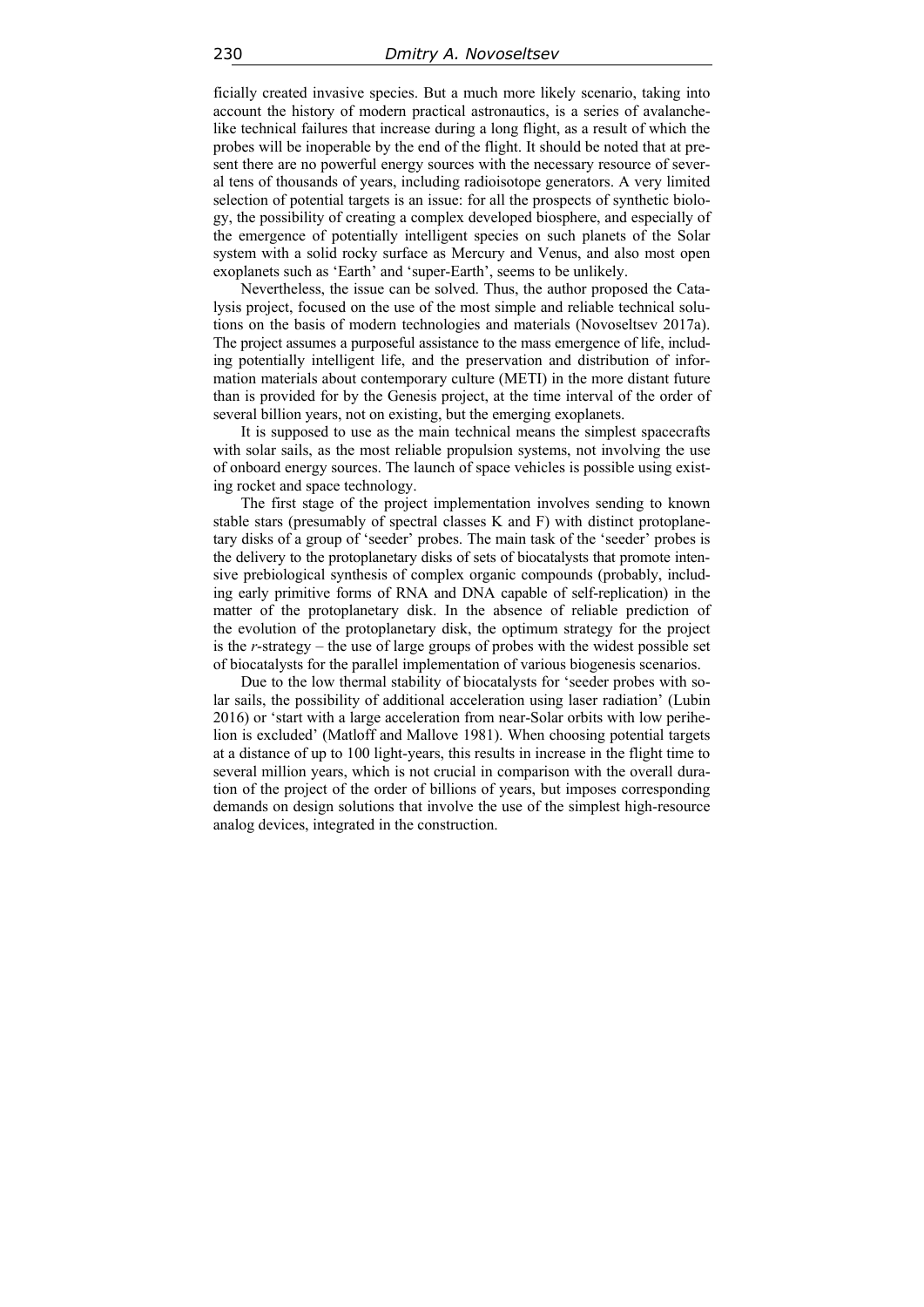ficially created invasive species. But a much more likely scenario, taking into account the history of modern practical astronautics, is a series of avalanche-like technical failures that increase during a long flight, as a result of which the probes will be inoperable by the end of the flight. It should be noted that at present there are no powerful energy sources with the necessary resource of several tens of thousands of years, including radioisotope generators. A very limited selection of potential targets is an issue: for all the prospects of synthetic biology, the possibility of creating a complex developed biosphere, and especially of the emergence of potentially intelligent species on such planets of the Solar system with a solid rocky surface as Mercury and Venus, and also most open exoplanets such as 'Earth' and 'super-Earth', seems to be unlikely.

Nevertheless, the issue can be solved. Thus, the author proposed the Catalysis project, focused on the use of the most simple and reliable technical solutions on the basis of modern technologies and materials (Novoseltsev 2017a). The project assumes a purposeful assistance to the mass emergence of life, including potentially intelligent life, and the preservation and distribution of information materials about contemporary culture (METI) in the more distant future than is provided for by the Genesis project, at the time interval of the order of several billion years, not on existing, but the emerging exoplanets.

It is supposed to use as the main technical means the simplest spacecrafts with solar sails, as the most reliable propulsion systems, not involving the use of onboard energy sources. The launch of space vehicles is possible using existing rocket and space technology.

The first stage of the project implementation involves sending to known stable stars (presumably of spectral classes K and F) with distinct protoplanetary disks of a group of 'seeder' probes. The main task of the 'seeder' probes is the delivery to the protoplanetary disks of sets of biocatalysts that promote intensive prebiological synthesis of complex organic compounds (probably, including early primitive forms of RNA and DNA capable of self-replication) in the matter of the protoplanetary disk. In the absence of reliable prediction of the evolution of the protoplanetary disk, the optimum strategy for the project is the *r*-strategy – the use of large groups of probes with the widest possible set of biocatalysts for the parallel implementation of various biogenesis scenarios.

Due to the low thermal stability of biocatalysts for 'seeder probes with solar sails, the possibility of additional acceleration using laser radiation' (Lubin 2016) or 'start with a large acceleration from near-Solar orbits with low perihelion is excluded' (Matloff and Mallove 1981). When choosing potential targets at a distance of up to 100 light-years, this results in increase in the flight time to several million years, which is not crucial in comparison with the overall duration of the project of the order of billions of years, but imposes corresponding demands on design solutions that involve the use of the simplest high-resource analog devices, integrated in the construction.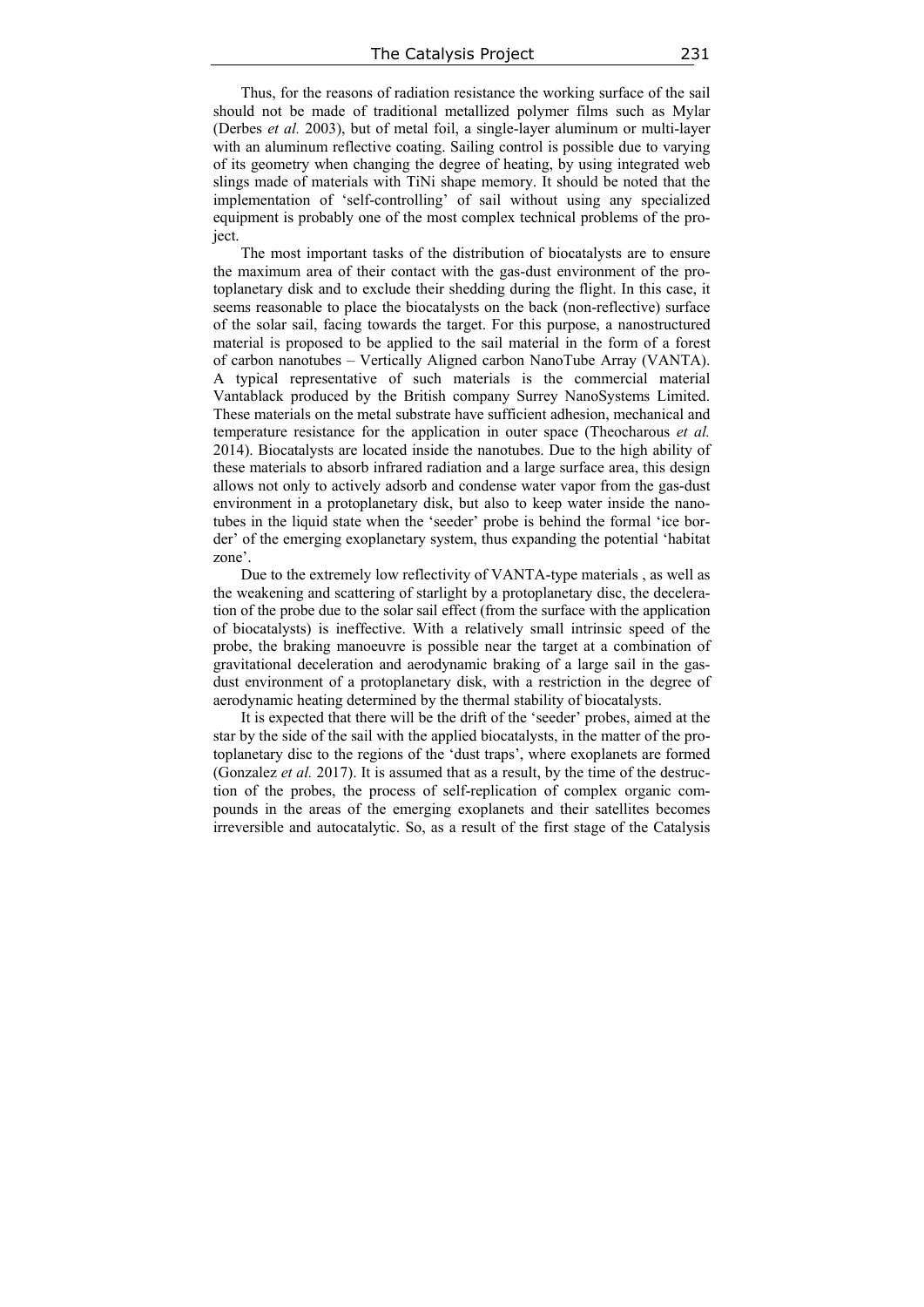Thus, for the reasons of radiation resistance the working surface of the sail should not be made of traditional metallized polymer films such as Mylar (Derbes *et al.* 2003), but of metal foil, a single-layer aluminum or multi-layer with an aluminum reflective coating. Sailing control is possible due to varying of its geometry when changing the degree of heating, by using integrated web slings made of materials with TiNi shape memory. It should be noted that the implementation of 'self-controlling' of sail without using any specialized equipment is probably one of the most complex technical problems of the project.

The most important tasks of the distribution of biocatalysts are to ensure the maximum area of their contact with the gas-dust environment of the protoplanetary disk and to exclude their shedding during the flight. In this case, it seems reasonable to place the biocatalysts on the back (non-reflective) surface of the solar sail, facing towards the target. For this purpose, a nanostructured material is proposed to be applied to the sail material in the form of a forest of carbon nanotubes – Vertically Aligned carbon NanoTube Array (VANTA). A typical representative of such materials is the commercial material Vantablack produced by the British company Surrey NanoSystems Limited. These materials on the metal substrate have sufficient adhesion, mechanical and temperature resistance for the application in outer space (Theocharous *et al.* 2014). Biocatalysts are located inside the nanotubes. Due to the high ability of these materials to absorb infrared radiation and a large surface area, this design allows not only to actively adsorb and condense water vapor from the gas-dust environment in a protoplanetary disk, but also to keep water inside the nanotubes in the liquid state when the 'seeder' probe is behind the formal 'ice border' of the emerging exoplanetary system, thus expanding the potential 'habitat zone'.

Due to the extremely low reflectivity of VANTA-type materials , as well as the weakening and scattering of starlight by a protoplanetary disc, the deceleration of the probe due to the solar sail effect (from the surface with the application of biocatalysts) is ineffective. With a relatively small intrinsic speed of the probe, the braking manoeuvre is possible near the target at a combination of gravitational deceleration and aerodynamic braking of a large sail in the gas-dust environment of a protoplanetary disk, with a restriction in the degree of aerodynamic heating determined by the thermal stability of biocatalysts.

It is expected that there will be the drift of the 'seeder' probes, aimed at the star by the side of the sail with the applied biocatalysts, in the matter of the protoplanetary disc to the regions of the 'dust traps', where exoplanets are formed (Gonzalez *et al.* 2017). It is assumed that as a result, by the time of the destruction of the probes, the process of self-replication of complex organic compounds in the areas of the emerging exoplanets and their satellites becomes irreversible and autocatalytic. So, as a result of the first stage of the Catalysis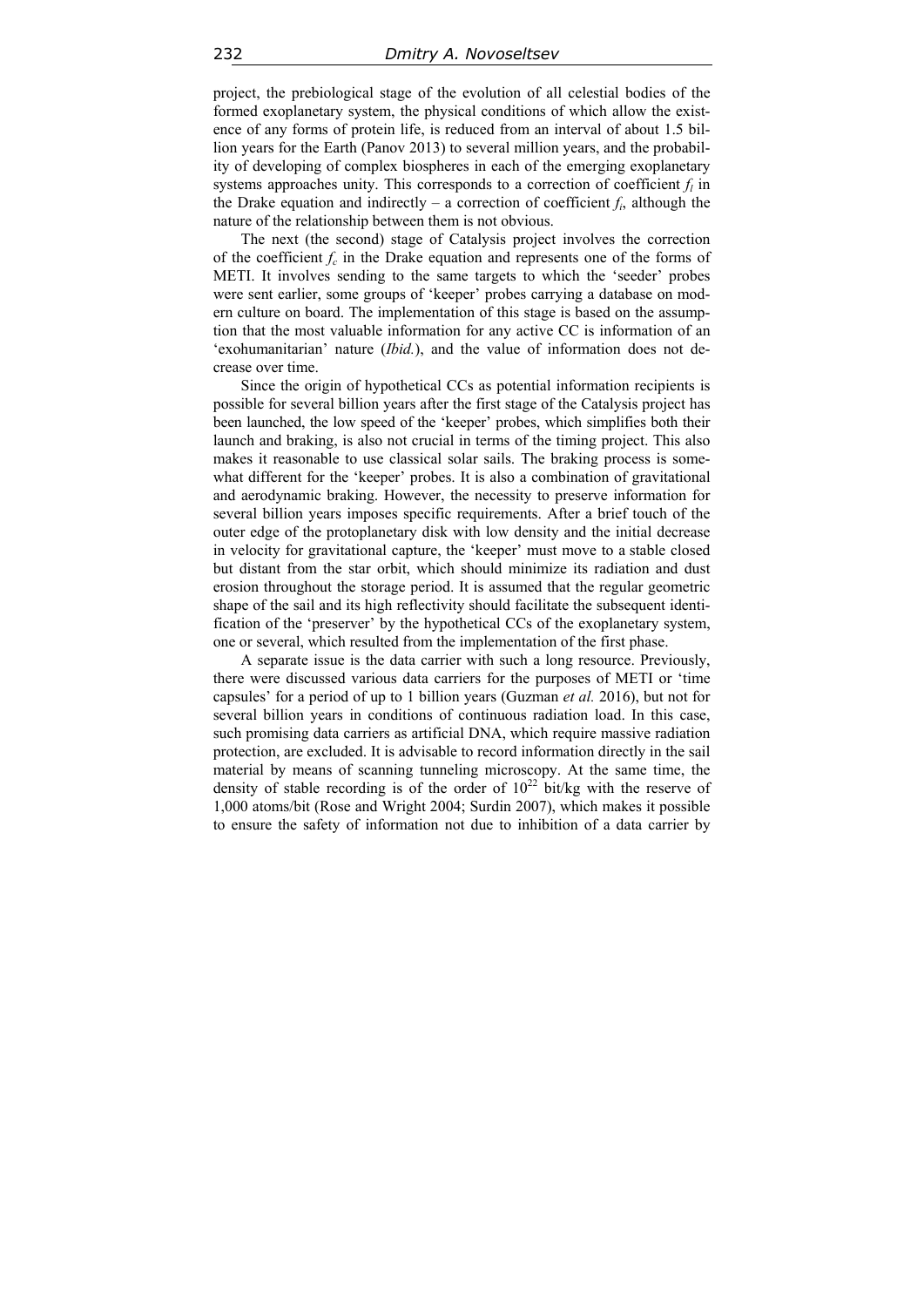project, the prebiological stage of the evolution of all celestial bodies of the formed exoplanetary system, the physical conditions of which allow the existence of any forms of protein life, is reduced from an interval of about 1.5 billion years for the Earth (Panov 2013) to several million years, and the probability of developing of complex biospheres in each of the emerging exoplanetary systems approaches unity. This corresponds to a correction of coefficient $f_l$ in the Drake equation and indirectly – a correction of coefficient $f_i$, although the nature of the relationship between them is not obvious.

The next (the second) stage of Catalysis project involves the correction of the coefficient $f_c$ in the Drake equation and represents one of the forms of METI. It involves sending to the same targets to which the 'seeder' probes were sent earlier, some groups of 'keeper' probes carrying a database on modern culture on board. The implementation of this stage is based on the assumption that the most valuable information for any active CC is information of an 'exohumanitarian' nature (*Ibid.*), and the value of information does not decrease over time.

Since the origin of hypothetical CCs as potential information recipients is possible for several billion years after the first stage of the Catalysis project has been launched, the low speed of the 'keeper' probes, which simplifies both their launch and braking, is also not crucial in terms of the timing project. This also makes it reasonable to use classical solar sails. The braking process is somewhat different for the 'keeper' probes. It is also a combination of gravitational and aerodynamic braking. However, the necessity to preserve information for several billion years imposes specific requirements. After a brief touch of the outer edge of the protoplanetary disk with low density and the initial decrease in velocity for gravitational capture, the 'keeper' must move to a stable closed but distant from the star orbit, which should minimize its radiation and dust erosion throughout the storage period. It is assumed that the regular geometric shape of the sail and its high reflectivity should facilitate the subsequent identification of the 'preserver' by the hypothetical CCs of the exoplanetary system, one or several, which resulted from the implementation of the first phase.

A separate issue is the data carrier with such a long resource. Previously, there were discussed various data carriers for the purposes of METI or 'time capsules' for a period of up to 1 billion years (Guzman *et al.* 2016), but not for several billion years in conditions of continuous radiation load. In this case, such promising data carriers as artificial DNA, which require massive radiation protection, are excluded. It is advisable to record information directly in the sail material by means of scanning tunneling microscopy. At the same time, the density of stable recording is of the order of $10^{22}$ bit/kg with the reserve of 1,000 atoms/bit (Rose and Wright 2004; Surdin 2007), which makes it possible to ensure the safety of information not due to inhibition of a data carrier by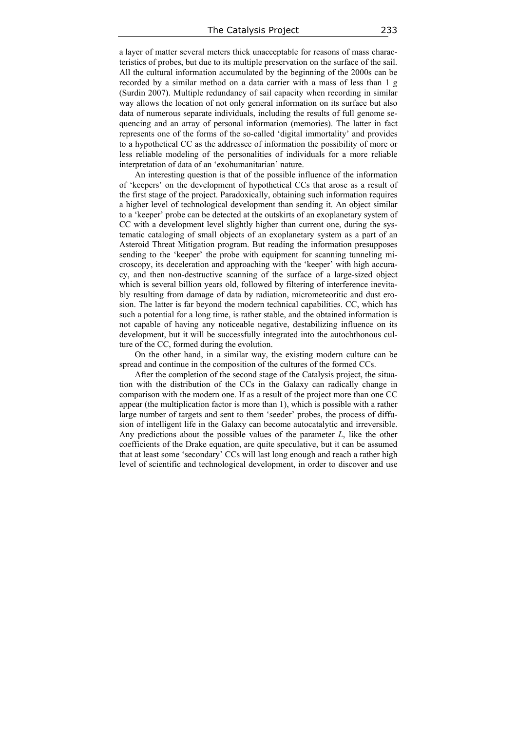a layer of matter several meters thick unacceptable for reasons of mass characteristics of probes, but due to its multiple preservation on the surface of the sail. All the cultural information accumulated by the beginning of the 2000s can be recorded by a similar method on a data carrier with a mass of less than 1 g (Surdin 2007). Multiple redundancy of sail capacity when recording in similar way allows the location of not only general information on its surface but also data of numerous separate individuals, including the results of full genome sequencing and an array of personal information (memories). The latter in fact represents one of the forms of the so-called 'digital immortality' and provides to a hypothetical CC as the addressee of information the possibility of more or less reliable modeling of the personalities of individuals for a more reliable interpretation of data of an 'exohumanitarian' nature.

An interesting question is that of the possible influence of the information of 'keepers' on the development of hypothetical CCs that arose as a result of the first stage of the project. Paradoxically, obtaining such information requires a higher level of technological development than sending it. An object similar to a 'keeper' probe can be detected at the outskirts of an exoplanetary system of CC with a development level slightly higher than current one, during the systematic cataloging of small objects of an exoplanetary system as a part of an Asteroid Threat Mitigation program. But reading the information presupposes sending to the 'keeper' the probe with equipment for scanning tunneling microscopy, its deceleration and approaching with the 'keeper' with high accuracy, and then non-destructive scanning of the surface of a large-sized object which is several billion years old, followed by filtering of interference inevitably resulting from damage of data by radiation, micrometeoritic and dust erosion. The latter is far beyond the modern technical capabilities. CC, which has such a potential for a long time, is rather stable, and the obtained information is not capable of having any noticeable negative, destabilizing influence on its development, but it will be successfully integrated into the autochthonous culture of the CC, formed during the evolution.

On the other hand, in a similar way, the existing modern culture can be spread and continue in the composition of the cultures of the formed CCs.

After the completion of the second stage of the Catalysis project, the situation with the distribution of the CCs in the Galaxy can radically change in comparison with the modern one. If as a result of the project more than one CC appear (the multiplication factor is more than 1), which is possible with a rather large number of targets and sent to them 'seeder' probes, the process of diffusion of intelligent life in the Galaxy can become autocatalytic and irreversible. Any predictions about the possible values of the parameter $L$, like the other coefficients of the Drake equation, are quite speculative, but it can be assumed that at least some 'secondary' CCs will last long enough and reach a rather high level of scientific and technological development, in order to discover and use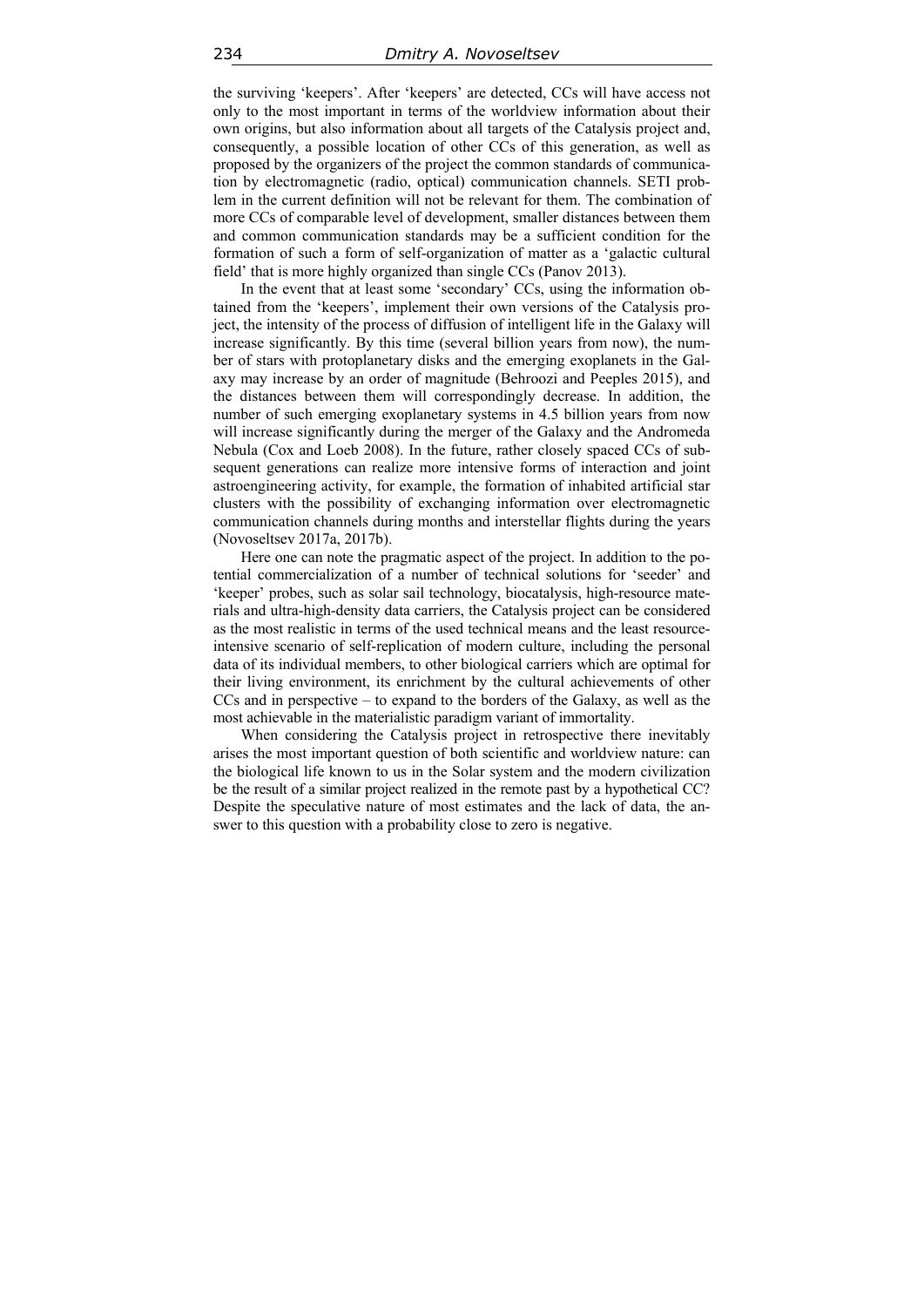the surviving 'keepers'. After 'keepers' are detected, CCs will have access not only to the most important in terms of the worldview information about their own origins, but also information about all targets of the Catalysis project and, consequently, a possible location of other CCs of this generation, as well as proposed by the organizers of the project the common standards of communication by electromagnetic (radio, optical) communication channels. SETI problem in the current definition will not be relevant for them. The combination of more CCs of comparable level of development, smaller distances between them and common communication standards may be a sufficient condition for the formation of such a form of self-organization of matter as a 'galactic cultural field' that is more highly organized than single CCs (Panov 2013).

In the event that at least some 'secondary' CCs, using the information obtained from the 'keepers', implement their own versions of the Catalysis project, the intensity of the process of diffusion of intelligent life in the Galaxy will increase significantly. By this time (several billion years from now), the number of stars with protoplanetary disks and the emerging exoplanets in the Galaxy may increase by an order of magnitude (Behroozi and Peeples 2015), and the distances between them will correspondingly decrease. In addition, the number of such emerging exoplanetary systems in 4.5 billion years from now will increase significantly during the merger of the Galaxy and the Andromeda Nebula (Cox and Loeb 2008). In the future, rather closely spaced CCs of subsequent generations can realize more intensive forms of interaction and joint astroengineering activity, for example, the formation of inhabited artificial star clusters with the possibility of exchanging information over electromagnetic communication channels during months and interstellar flights during the years (Novoseltsev 2017a, 2017b).

Here one can note the pragmatic aspect of the project. In addition to the potential commercialization of a number of technical solutions for 'seeder' and 'keeper' probes, such as solar sail technology, biocatalysis, high-resource materials and ultra-high-density data carriers, the Catalysis project can be considered as the most realistic in terms of the used technical means and the least resource-intensive scenario of self-replication of modern culture, including the personal data of its individual members, to other biological carriers which are optimal for their living environment, its enrichment by the cultural achievements of other CCs and in perspective – to expand to the borders of the Galaxy, as well as the most achievable in the materialistic paradigm variant of immortality.

When considering the Catalysis project in retrospective there inevitably arises the most important question of both scientific and worldview nature: can the biological life known to us in the Solar system and the modern civilization be the result of a similar project realized in the remote past by a hypothetical CC? Despite the speculative nature of most estimates and the lack of data, the answer to this question with a probability close to zero is negative.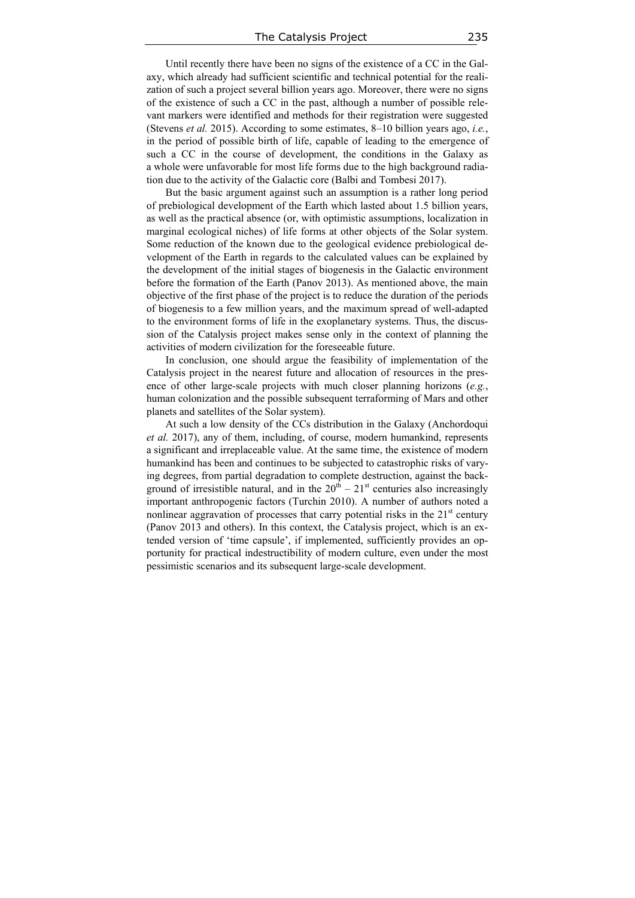Until recently there have been no signs of the existence of a CC in the Galaxy, which already had sufficient scientific and technical potential for the realization of such a project several billion years ago. Moreover, there were no signs of the existence of such a CC in the past, although a number of possible relevant markers were identified and methods for their registration were suggested (Stevens *et al.* 2015). According to some estimates, 8–10 billion years ago, *i.e.*, in the period of possible birth of life, capable of leading to the emergence of such a CC in the course of development, the conditions in the Galaxy as a whole were unfavorable for most life forms due to the high background radiation due to the activity of the Galactic core (Balbi and Tombesi 2017).

But the basic argument against such an assumption is a rather long period of prebiological development of the Earth which lasted about 1.5 billion years, as well as the practical absence (or, with optimistic assumptions, localization in marginal ecological niches) of life forms at other objects of the Solar system. Some reduction of the known due to the geological evidence prebiological development of the Earth in regards to the calculated values can be explained by the development of the initial stages of biogenesis in the Galactic environment before the formation of the Earth (Panov 2013). As mentioned above, the main objective of the first phase of the project is to reduce the duration of the periods of biogenesis to a few million years, and the maximum spread of well-adapted to the environment forms of life in the exoplanetary systems. Thus, the discussion of the Catalysis project makes sense only in the context of planning the activities of modern civilization for the foreseeable future.

In conclusion, one should argue the feasibility of implementation of the Catalysis project in the nearest future and allocation of resources in the presence of other large-scale projects with much closer planning horizons (*e.g.*, human colonization and the possible subsequent terraforming of Mars and other planets and satellites of the Solar system).

At such a low density of the CCs distribution in the Galaxy (Anchordoqui *et al.* 2017), any of them, including, of course, modern humankind, represents a significant and irreplaceable value. At the same time, the existence of modern humankind has been and continues to be subjected to catastrophic risks of varying degrees, from partial degradation to complete destruction, against the background of irresistible natural, and in the 20th – 21st centuries also increasingly important anthropogenic factors (Turchin 2010). A number of authors noted a nonlinear aggravation of processes that carry potential risks in the 21st century (Panov 2013 and others). In this context, the Catalysis project, which is an extended version of 'time capsule', if implemented, sufficiently provides an opportunity for practical indestructibility of modern culture, even under the most pessimistic scenarios and its subsequent large-scale development.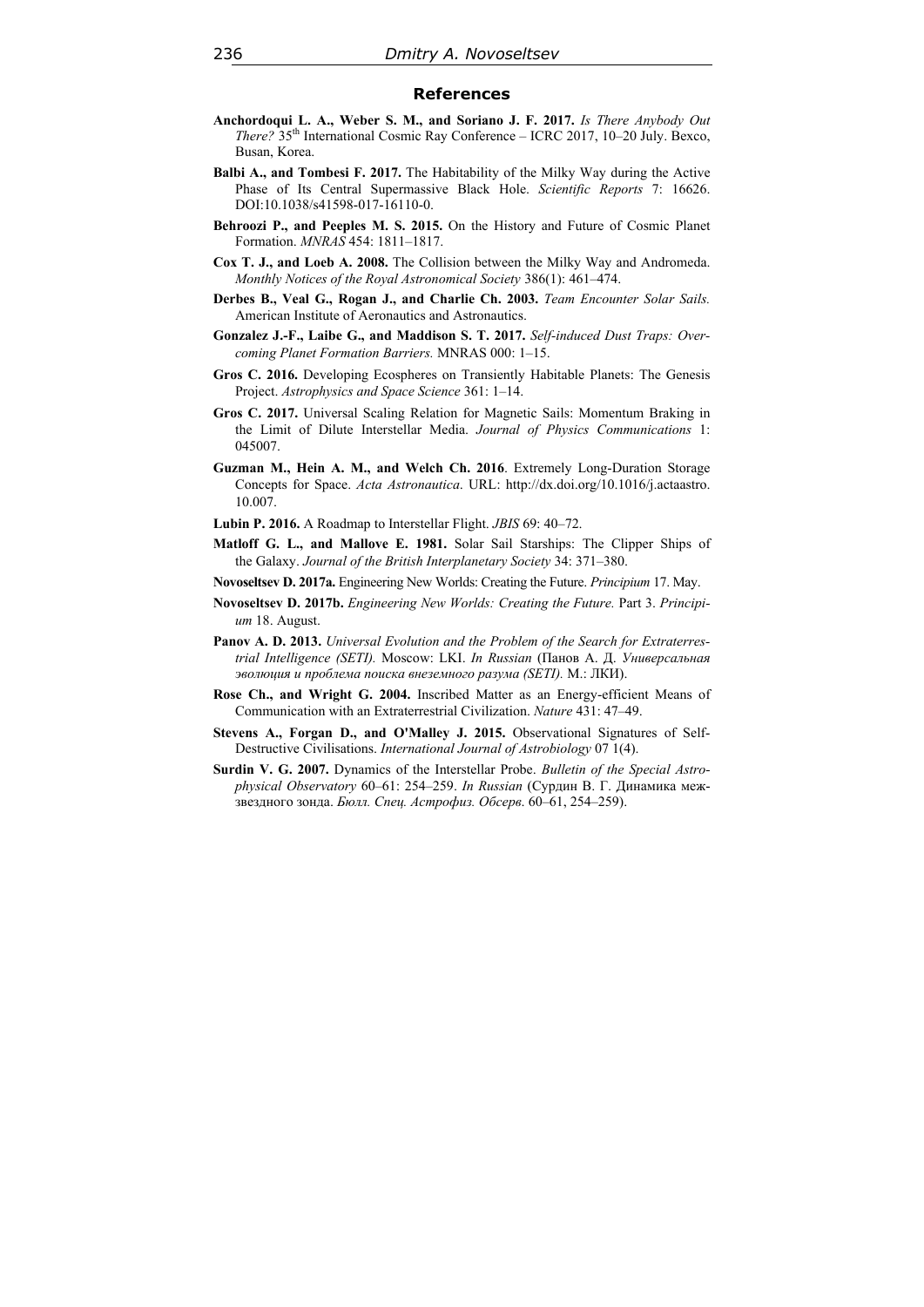## References

**Anchordoqui L. A., Weber S. M., and Soriano J. F. 2017.** *Is There Anybody Out There?* 35th International Cosmic Ray Conference – ICRC 2017, 10–20 July. Bexco, Busan, Korea.

**Balbi A., and Tombesi F. 2017.** The Habitability of the Milky Way during the Active Phase of Its Central Supermassive Black Hole. *Scientific Reports* 7: 16626. DOI:10.1038/s41598-017-16110-0.

**Behroozi P., and Peeples M. S. 2015.** On the History and Future of Cosmic Planet Formation. *MNRAS* 454: 1811–1817.

**Cox T. J., and Loeb A. 2008.** The Collision between the Milky Way and Andromeda. *Monthly Notices of the Royal Astronomical Society* 386(1): 461–474.

**Derbes B., Veal G., Rogan J., and Charlie Ch. 2003.** *Team Encounter Solar Sails.* American Institute of Aeronautics and Astronautics.

**Gonzalez J.-F., Laibe G., and Maddison S. T. 2017.** *Self-induced Dust Traps: Overcoming Planet Formation Barriers.* MNRAS 000: 1–15.

**Gros C. 2016.** Developing Ecospheres on Transiently Habitable Planets: The Genesis Project. *Astrophysics and Space Science* 361: 1–14.

**Gros C. 2017.** Universal Scaling Relation for Magnetic Sails: Momentum Braking in the Limit of Dilute Interstellar Media. *Journal of Physics Communications* 1: 045007.

**Guzman M., Hein A. M., and Welch Ch. 2016**. Extremely Long-Duration Storage Concepts for Space. *Acta Astronautica*. URL: http://dx.doi.org/10.1016/j.actaastro.10.007.

**Lubin P. 2016.** A Roadmap to Interstellar Flight. *JBIS* 69: 40–72.

**Matloff G. L., and Mallove E. 1981.** Solar Sail Starships: The Clipper Ships of the Galaxy. *Journal of the British Interplanetary Society* 34: 371–380.

**Novoseltsev D. 2017a.** Engineering New Worlds: Creating the Future. *Principium* 17. May.

**Novoseltsev D. 2017b.** *Engineering New Worlds: Creating the Future.* Part 3. *Principium* 18. August.

**Panov A. D. 2013.** *Universal Evolution and the Problem of the Search for Extraterrestrial Intelligence (SETI).* Moscow: LKI. *In Russian* (Панов А. Д. *Универсальная эволюция и проблема поиска внеземного разума (SETI).* М.: ЛКИ).

**Rose Ch., and Wright G. 2004.** Inscribed Matter as an Energy-efficient Means of Communication with an Extraterrestrial Civilization. *Nature* 431: 47–49.

**Stevens A., Forgan D., and O'Malley J. 2015.** Observational Signatures of Self-Destructive Civilisations. *International Journal of Astrobiology* 07 1(4).

**Surdin V. G. 2007.** Dynamics of the Interstellar Probe. *Bulletin of the Special Astrophysical Observatory* 60–61: 254–259. *In Russian* (Сурдин В. Г. Динамика межзвездного зонда. *Бюлл. Спец. Астрофиз. Обсерв*. 60–61, 254–259).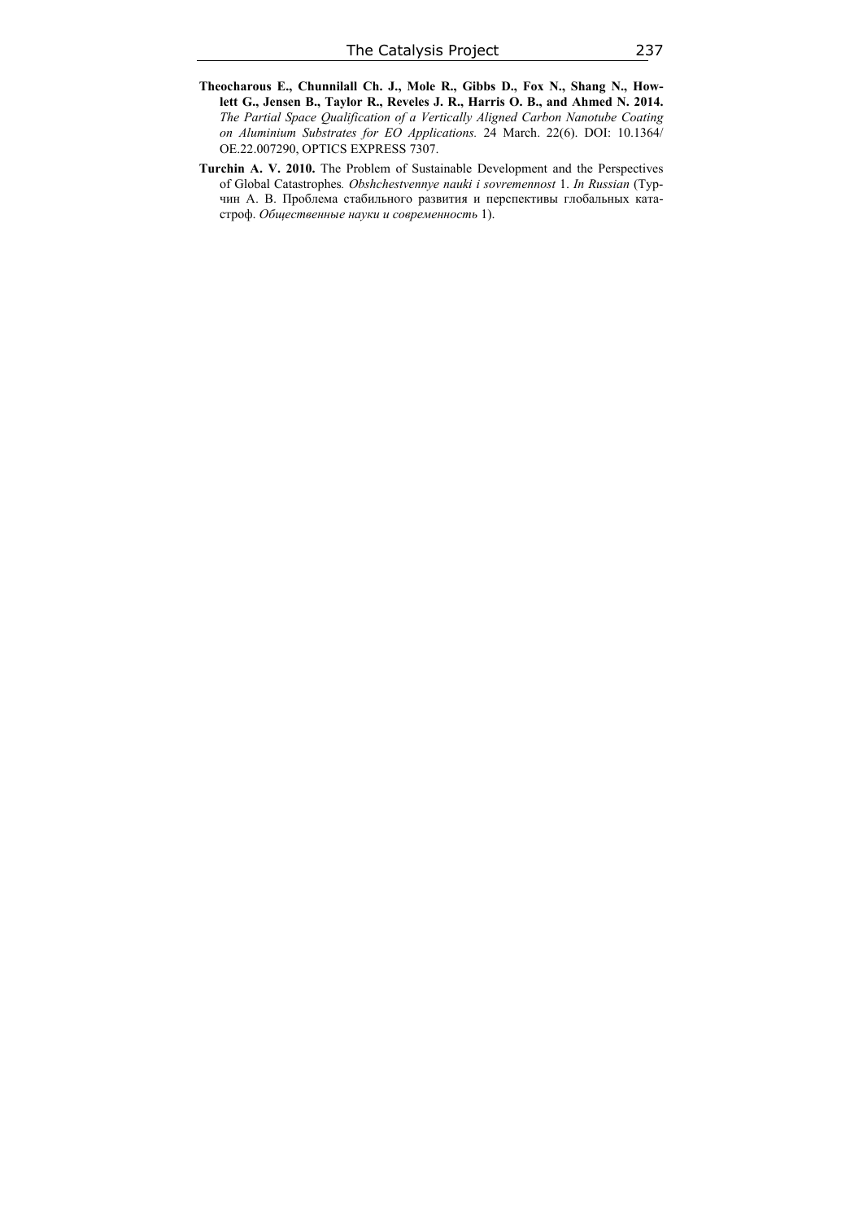**Theocharous E., Chunnilall Ch. J., Mole R., Gibbs D., Fox N., Shang N., Howlett G., Jensen B., Taylor R., Reveles J. R., Harris O. B., and Ahmed N. 2014.** *The Partial Space Qualification of a Vertically Aligned Carbon Nanotube Coating on Aluminium Substrates for EO Applications.* 24 March. 22(6). DOI: 10.1364/OE.22.007290, OPTICS EXPRESS 7307.

**Turchin A. V. 2010.** The Problem of Sustainable Development and the Perspectives of Global Catastrophes*. Obshchestvennye nauki i sovremennost* 1. *In Russian* (Турчин А. В. Проблема стабильного развития и перспективы глобальных катастроф. *Общественные науки и современность* 1).